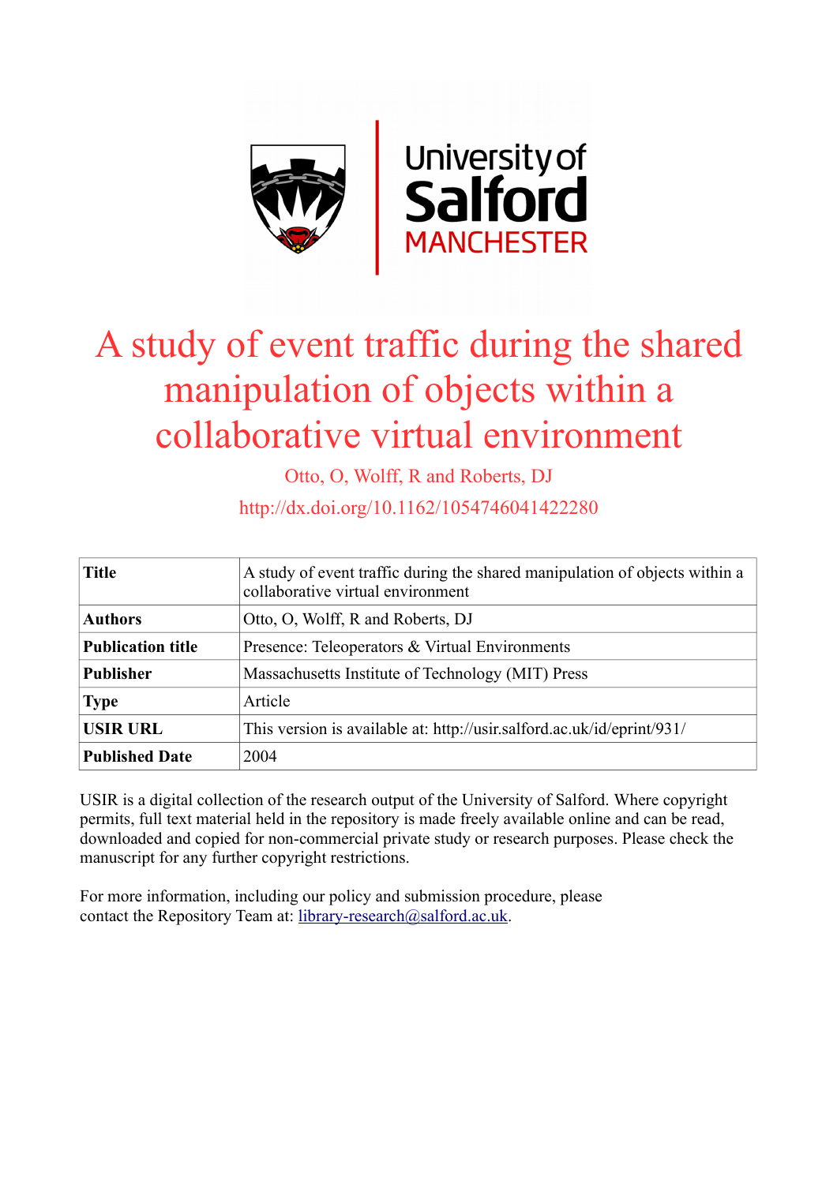# A study of event traffic during the shared manipulation of objects within a collaborative virtual environment

Otto, O, Wolff, R and Roberts, DJ

http://dx.doi.org/10.1162/1054746041422280

| **Title** | A study of event traffic during the shared manipulation of objects within a collaborative virtual environment |
|---|---|
| **Authors** | Otto, O, Wolff, R and Roberts, DJ |
| **Publication title** | Presence: Teleoperators & Virtual Environments |
| **Publisher** | Massachusetts Institute of Technology (MIT) Press |
| **Type** | Article |
| **USIR URL** | This version is available at: http://usir.salford.ac.uk/id/eprint/931/ |
| **Published Date** | 2004 |

USIR is a digital collection of the research output of the University of Salford. Where copyright permits, full text material held in the repository is made freely available online and can be read, downloaded and copied for non-commercial private study or research purposes. Please check the manuscript for any further copyright restrictions.

For more information, including our policy and submission procedure, please contact the Repository Team at: library-research@salford.ac.uk.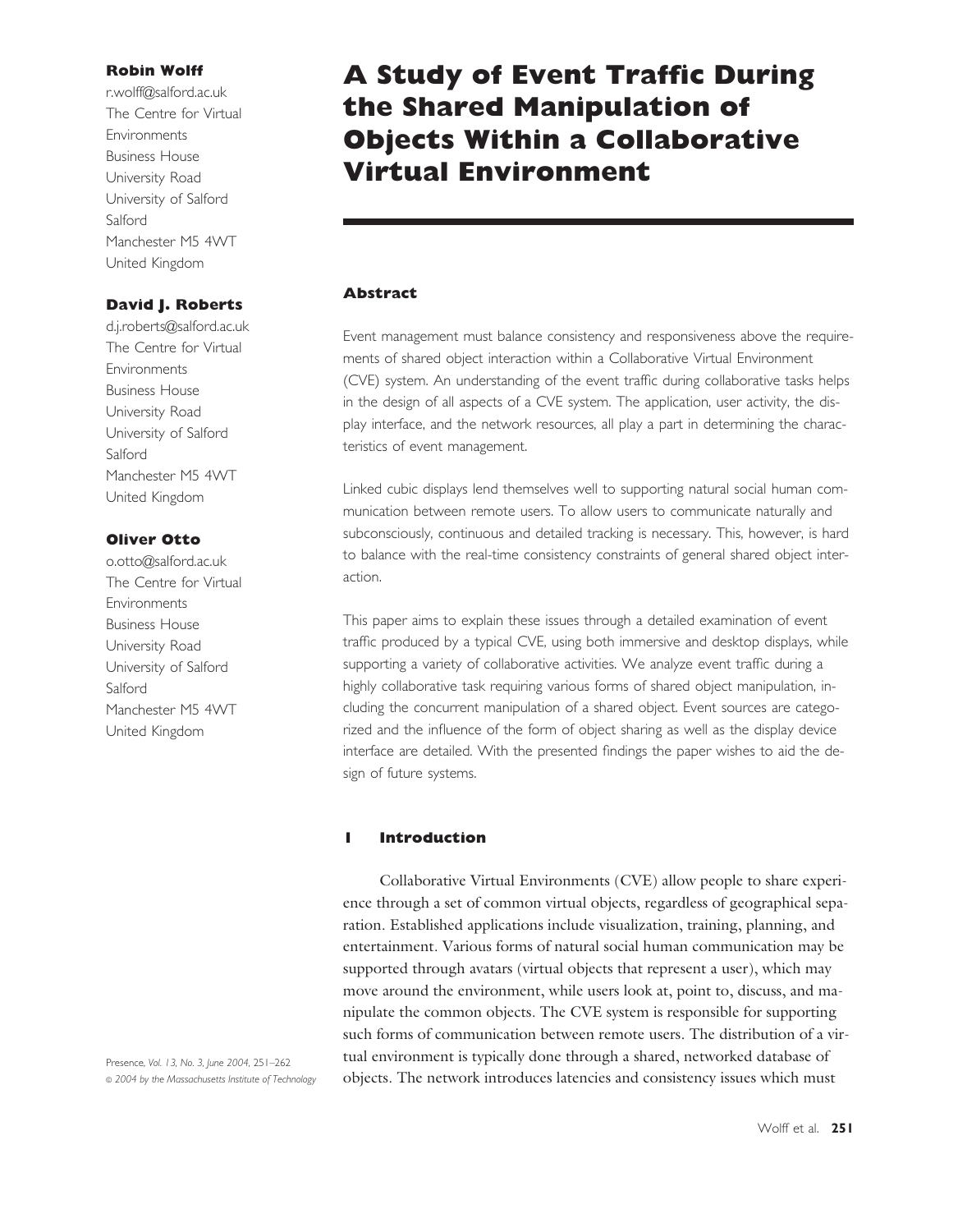# A Study of Event Traffic During the Shared Manipulation of Objects Within a Collaborative Virtual Environment

**Robin Wolff**
r.wolff@salford.ac.uk
The Centre for Virtual Environments
Business House
University Road
University of Salford
Salford
Manchester M5 4WT
United Kingdom

**David J. Roberts**
d.j.roberts@salford.ac.uk
The Centre for Virtual Environments
Business House
University Road
University of Salford
Salford
Manchester M5 4WT
United Kingdom

**Oliver Otto**
o.otto@salford.ac.uk
The Centre for Virtual Environments
Business House
University Road
University of Salford
Salford
Manchester M5 4WT
United Kingdom

## Abstract

Event management must balance consistency and responsiveness above the requirements of shared object interaction within a Collaborative Virtual Environment (CVE) system. An understanding of the event traffic during collaborative tasks helps in the design of all aspects of a CVE system. The application, user activity, the display interface, and the network resources, all play a part in determining the characteristics of event management.

Linked cubic displays lend themselves well to supporting natural social human communication between remote users. To allow users to communicate naturally and subconsciously, continuous and detailed tracking is necessary. This, however, is hard to balance with the real-time consistency constraints of general shared object interaction.

This paper aims to explain these issues through a detailed examination of event traffic produced by a typical CVE, using both immersive and desktop displays, while supporting a variety of collaborative activities. We analyze event traffic during a highly collaborative task requiring various forms of shared object manipulation, including the concurrent manipulation of a shared object. Event sources are categorized and the influence of the form of object sharing as well as the display device interface are detailed. With the presented findings the paper wishes to aid the design of future systems.

## 1 Introduction

Collaborative Virtual Environments (CVE) allow people to share experience through a set of common virtual objects, regardless of geographical separation. Established applications include visualization, training, planning, and entertainment. Various forms of natural social human communication may be supported through avatars (virtual objects that represent a user), which may move around the environment, while users look at, point to, discuss, and manipulate the common objects. The CVE system is responsible for supporting such forms of communication between remote users. The distribution of a virtual environment is typically done through a shared, networked database of objects. The network introduces latencies and consistency issues which must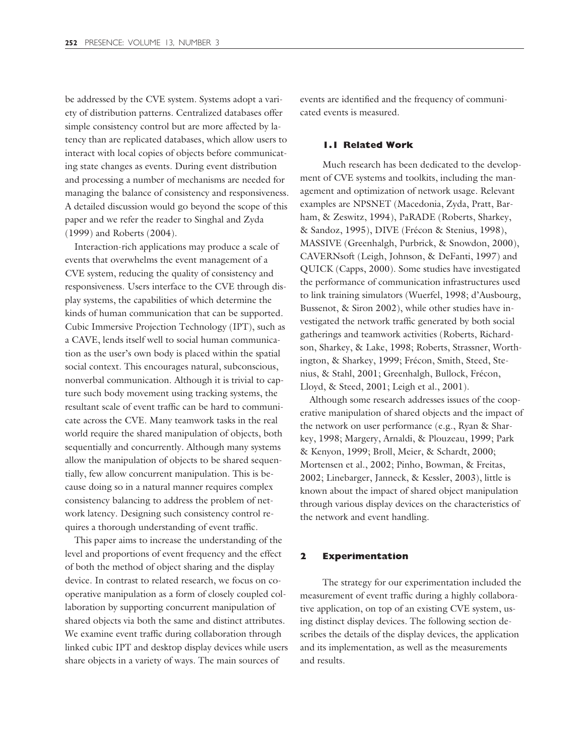be addressed by the CVE system. Systems adopt a variety of distribution patterns. Centralized databases offer simple consistency control but are more affected by latency than are replicated databases, which allow users to interact with local copies of objects before communicating state changes as events. During event distribution and processing a number of mechanisms are needed for managing the balance of consistency and responsiveness. A detailed discussion would go beyond the scope of this paper and we refer the reader to Singhal and Zyda (1999) and Roberts (2004).

Interaction-rich applications may produce a scale of events that overwhelms the event management of a CVE system, reducing the quality of consistency and responsiveness. Users interface to the CVE through display systems, the capabilities of which determine the kinds of human communication that can be supported. Cubic Immersive Projection Technology (IPT), such as a CAVE, lends itself well to social human communication as the user's own body is placed within the spatial social context. This encourages natural, subconscious, nonverbal communication. Although it is trivial to capture such body movement using tracking systems, the resultant scale of event traffic can be hard to communicate across the CVE. Many teamwork tasks in the real world require the shared manipulation of objects, both sequentially and concurrently. Although many systems allow the manipulation of objects to be shared sequentially, few allow concurrent manipulation. This is because doing so in a natural manner requires complex consistency balancing to address the problem of network latency. Designing such consistency control requires a thorough understanding of event traffic.

This paper aims to increase the understanding of the level and proportions of event frequency and the effect of both the method of object sharing and the display device. In contrast to related research, we focus on cooperative manipulation as a form of closely coupled collaboration by supporting concurrent manipulation of shared objects via both the same and distinct attributes. We examine event traffic during collaboration through linked cubic IPT and desktop display devices while users share objects in a variety of ways. The main sources of events are identified and the frequency of communicated events is measured.

### 1.1 Related Work

Much research has been dedicated to the development of CVE systems and toolkits, including the management and optimization of network usage. Relevant examples are NPSNET (Macedonia, Zyda, Pratt, Barham, & Zeswitz, 1994), PaRADE (Roberts, Sharkey, & Sandoz, 1995), DIVE (Frécon & Stenius, 1998), MASSIVE (Greenhalgh, Purbrick, & Snowdon, 2000), CAVERNsoft (Leigh, Johnson, & DeFanti, 1997) and QUICK (Capps, 2000). Some studies have investigated the performance of communication infrastructures used to link training simulators (Wuerfel, 1998; d'Ausbourg, Bussenot, & Siron 2002), while other studies have investigated the network traffic generated by both social gatherings and teamwork activities (Roberts, Richardson, Sharkey, & Lake, 1998; Roberts, Strassner, Worthington, & Sharkey, 1999; Frécon, Smith, Steed, Stenius, & Stahl, 2001; Greenhalgh, Bullock, Frécon, Lloyd, & Steed, 2001; Leigh et al., 2001).

Although some research addresses issues of the cooperative manipulation of shared objects and the impact of the network on user performance (e.g., Ryan & Sharkey, 1998; Margery, Arnaldi, & Plouzeau, 1999; Park & Kenyon, 1999; Broll, Meier, & Schardt, 2000; Mortensen et al., 2002; Pinho, Bowman, & Freitas, 2002; Linebarger, Janneck, & Kessler, 2003), little is known about the impact of shared object manipulation through various display devices on the characteristics of the network and event handling.

## 2 Experimentation

The strategy for our experimentation included the measurement of event traffic during a highly collaborative application, on top of an existing CVE system, using distinct display devices. The following section describes the details of the display devices, the application and its implementation, as well as the measurements and results.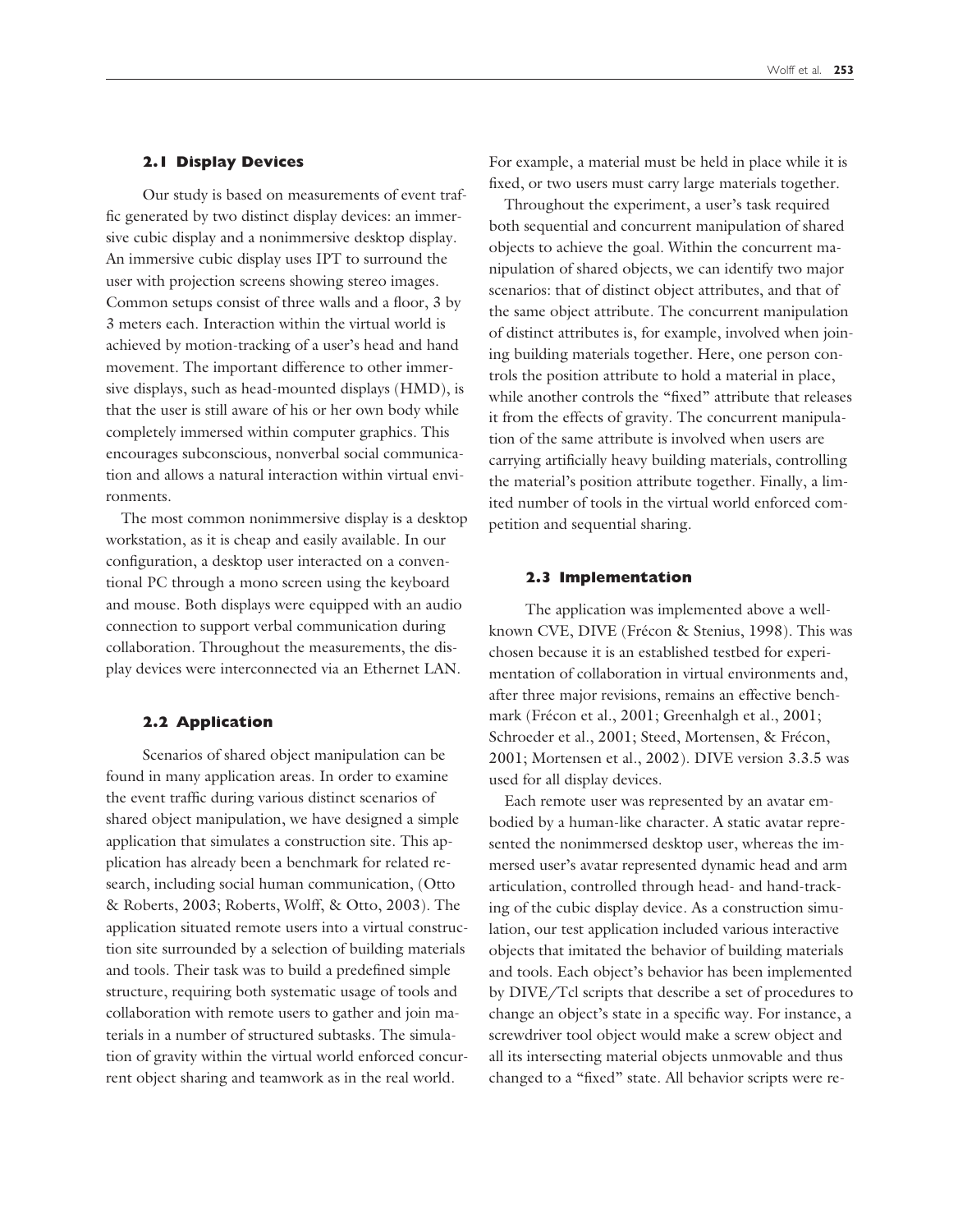### 2.1 Display Devices

Our study is based on measurements of event traffic generated by two distinct display devices: an immersive cubic display and a nonimmersive desktop display. An immersive cubic display uses IPT to surround the user with projection screens showing stereo images. Common setups consist of three walls and a floor, 3 by 3 meters each. Interaction within the virtual world is achieved by motion-tracking of a user's head and hand movement. The important difference to other immersive displays, such as head-mounted displays (HMD), is that the user is still aware of his or her own body while completely immersed within computer graphics. This encourages subconscious, nonverbal social communication and allows a natural interaction within virtual environments.

The most common nonimmersive display is a desktop workstation, as it is cheap and easily available. In our configuration, a desktop user interacted on a conventional PC through a mono screen using the keyboard and mouse. Both displays were equipped with an audio connection to support verbal communication during collaboration. Throughout the measurements, the display devices were interconnected via an Ethernet LAN.

### 2.2 Application

Scenarios of shared object manipulation can be found in many application areas. In order to examine the event traffic during various distinct scenarios of shared object manipulation, we have designed a simple application that simulates a construction site. This application has already been a benchmark for related research, including social human communication, (Otto & Roberts, 2003; Roberts, Wolff, & Otto, 2003). The application situated remote users into a virtual construction site surrounded by a selection of building materials and tools. Their task was to build a predefined simple structure, requiring both systematic usage of tools and collaboration with remote users to gather and join materials in a number of structured subtasks. The simulation of gravity within the virtual world enforced concurrent object sharing and teamwork as in the real world. For example, a material must be held in place while it is fixed, or two users must carry large materials together.

Throughout the experiment, a user's task required both sequential and concurrent manipulation of shared objects to achieve the goal. Within the concurrent manipulation of shared objects, we can identify two major scenarios: that of distinct object attributes, and that of the same object attribute. The concurrent manipulation of distinct attributes is, for example, involved when joining building materials together. Here, one person controls the position attribute to hold a material in place, while another controls the "fixed" attribute that releases it from the effects of gravity. The concurrent manipulation of the same attribute is involved when users are carrying artificially heavy building materials, controlling the material's position attribute together. Finally, a limited number of tools in the virtual world enforced competition and sequential sharing.

### 2.3 Implementation

The application was implemented above a well-known CVE, DIVE (Frécon & Stenius, 1998). This was chosen because it is an established testbed for experimentation of collaboration in virtual environments and, after three major revisions, remains an effective benchmark (Frécon et al., 2001; Greenhalgh et al., 2001; Schroeder et al., 2001; Steed, Mortensen, & Frécon, 2001; Mortensen et al., 2002). DIVE version 3.3.5 was used for all display devices.

Each remote user was represented by an avatar embodied by a human-like character. A static avatar represented the nonimmersed desktop user, whereas the immersed user's avatar represented dynamic head and arm articulation, controlled through head- and hand-tracking of the cubic display device. As a construction simulation, our test application included various interactive objects that imitated the behavior of building materials and tools. Each object's behavior has been implemented by DIVE/Tcl scripts that describe a set of procedures to change an object's state in a specific way. For instance, a screwdriver tool object would make a screw object and all its intersecting material objects unmovable and thus changed to a "fixed" state. All behavior scripts were re-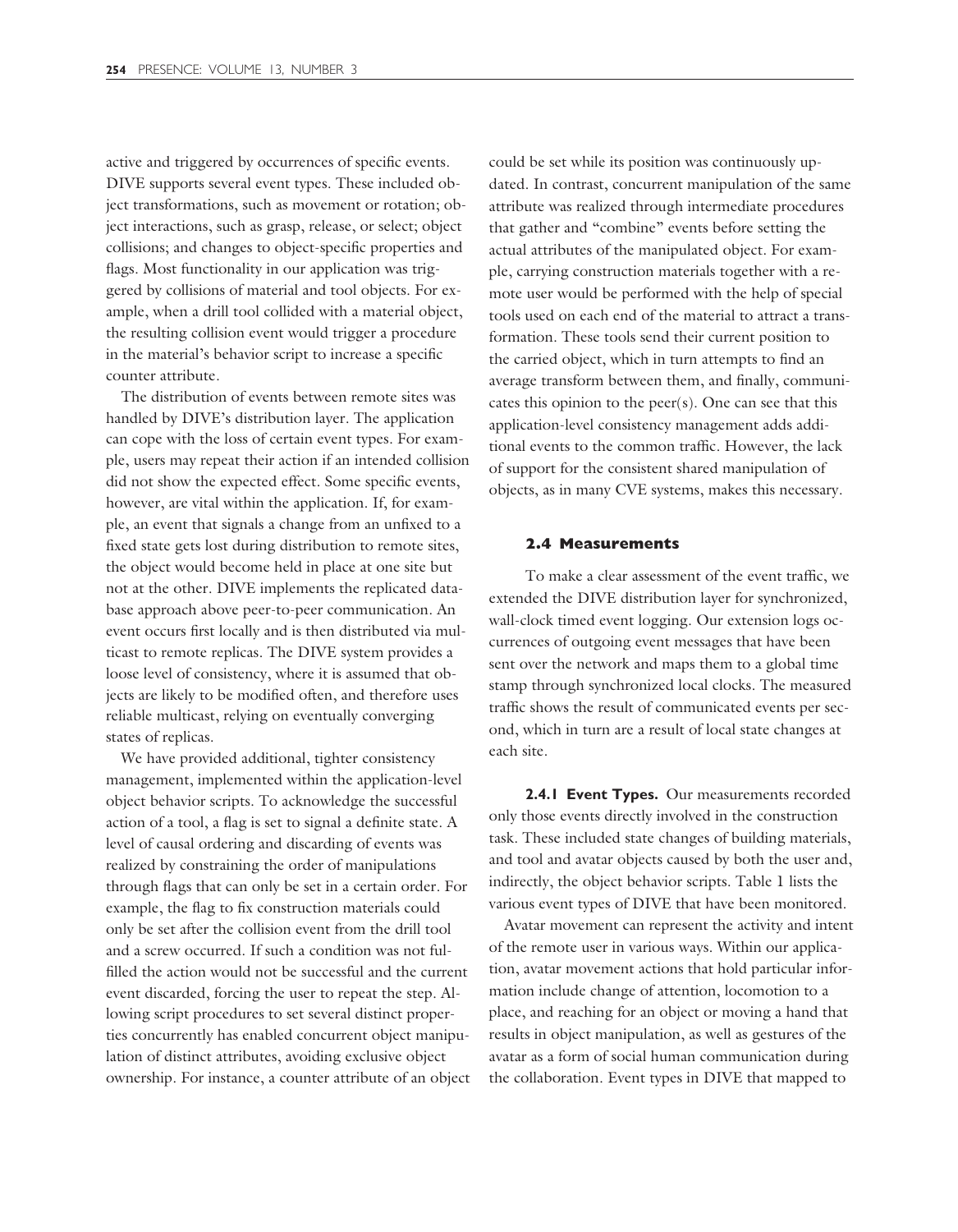active and triggered by occurrences of specific events. DIVE supports several event types. These included object transformations, such as movement or rotation; object interactions, such as grasp, release, or select; object collisions; and changes to object-specific properties and flags. Most functionality in our application was triggered by collisions of material and tool objects. For example, when a drill tool collided with a material object, the resulting collision event would trigger a procedure in the material's behavior script to increase a specific counter attribute.

The distribution of events between remote sites was handled by DIVE's distribution layer. The application can cope with the loss of certain event types. For example, users may repeat their action if an intended collision did not show the expected effect. Some specific events, however, are vital within the application. If, for example, an event that signals a change from an unfixed to a fixed state gets lost during distribution to remote sites, the object would become held in place at one site but not at the other. DIVE implements the replicated database approach above peer-to-peer communication. An event occurs first locally and is then distributed via multicast to remote replicas. The DIVE system provides a loose level of consistency, where it is assumed that objects are likely to be modified often, and therefore uses reliable multicast, relying on eventually converging states of replicas.

We have provided additional, tighter consistency management, implemented within the application-level object behavior scripts. To acknowledge the successful action of a tool, a flag is set to signal a definite state. A level of causal ordering and discarding of events was realized by constraining the order of manipulations through flags that can only be set in a certain order. For example, the flag to fix construction materials could only be set after the collision event from the drill tool and a screw occurred. If such a condition was not fulfilled the action would not be successful and the current event discarded, forcing the user to repeat the step. Allowing script procedures to set several distinct properties concurrently has enabled concurrent object manipulation of distinct attributes, avoiding exclusive object ownership. For instance, a counter attribute of an object could be set while its position was continuously updated. In contrast, concurrent manipulation of the same attribute was realized through intermediate procedures that gather and "combine" events before setting the actual attributes of the manipulated object. For example, carrying construction materials together with a remote user would be performed with the help of special tools used on each end of the material to attract a transformation. These tools send their current position to the carried object, which in turn attempts to find an average transform between them, and finally, communicates this opinion to the peer(s). One can see that this application-level consistency management adds additional events to the common traffic. However, the lack of support for the consistent shared manipulation of objects, as in many CVE systems, makes this necessary.

### 2.4 Measurements

To make a clear assessment of the event traffic, we extended the DIVE distribution layer for synchronized, wall-clock timed event logging. Our extension logs occurrences of outgoing event messages that have been sent over the network and maps them to a global time stamp through synchronized local clocks. The measured traffic shows the result of communicated events per second, which in turn are a result of local state changes at each site.

**2.4.1 Event Types.** Our measurements recorded only those events directly involved in the construction task. These included state changes of building materials, and tool and avatar objects caused by both the user and, indirectly, the object behavior scripts. Table 1 lists the various event types of DIVE that have been monitored.

Avatar movement can represent the activity and intent of the remote user in various ways. Within our application, avatar movement actions that hold particular information include change of attention, locomotion to a place, and reaching for an object or moving a hand that results in object manipulation, as well as gestures of the avatar as a form of social human communication during the collaboration. Event types in DIVE that mapped to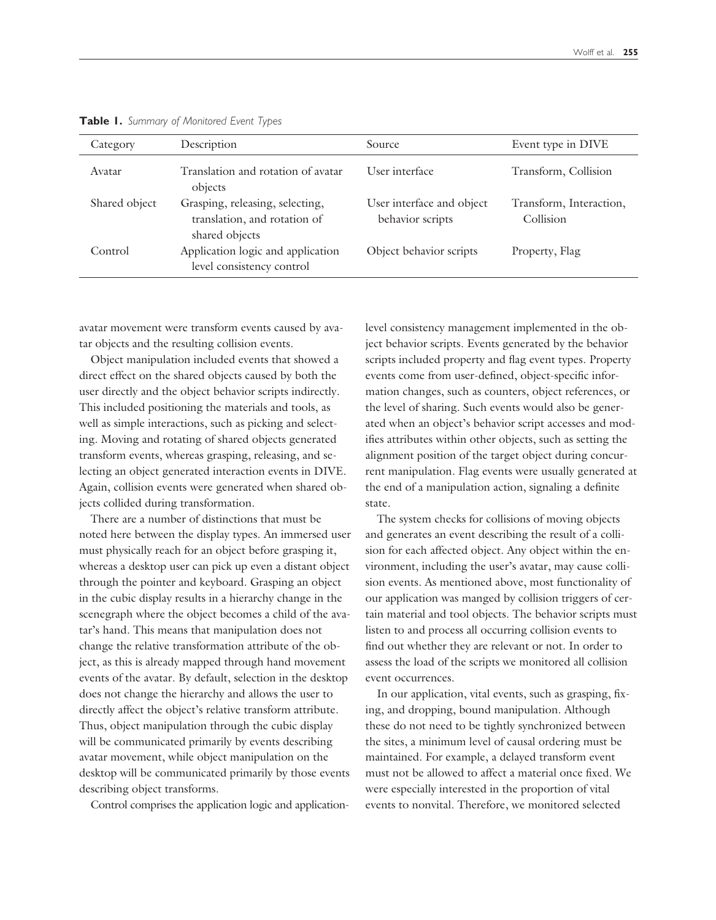**Table 1.** *Summary of Monitored Event Types*

| Category | Description | Source | Event type in DIVE |
| --- | --- | --- | --- |
| Avatar | Translation and rotation of avatar objects | User interface | Transform, Collision |
| Shared object | Grasping, releasing, selecting, translation, and rotation of shared objects | User interface and object behavior scripts | Transform, Interaction, Collision |
| Control | Application logic and application level consistency control | Object behavior scripts | Property, Flag |

avatar movement were transform events caused by avatar objects and the resulting collision events.

Object manipulation included events that showed a direct effect on the shared objects caused by both the user directly and the object behavior scripts indirectly. This included positioning the materials and tools, as well as simple interactions, such as picking and selecting. Moving and rotating of shared objects generated transform events, whereas grasping, releasing, and selecting an object generated interaction events in DIVE. Again, collision events were generated when shared objects collided during transformation.

There are a number of distinctions that must be noted here between the display types. An immersed user must physically reach for an object before grasping it, whereas a desktop user can pick up even a distant object through the pointer and keyboard. Grasping an object in the cubic display results in a hierarchy change in the scenegraph where the object becomes a child of the avatar's hand. This means that manipulation does not change the relative transformation attribute of the object, as this is already mapped through hand movement events of the avatar. By default, selection in the desktop does not change the hierarchy and allows the user to directly affect the object's relative transform attribute. Thus, object manipulation through the cubic display will be communicated primarily by events describing avatar movement, while object manipulation on the desktop will be communicated primarily by those events describing object transforms.

Control comprises the application logic and application-level consistency management implemented in the object behavior scripts. Events generated by the behavior scripts included property and flag event types. Property events come from user-defined, object-specific information changes, such as counters, object references, or the level of sharing. Such events would also be generated when an object's behavior script accesses and modifies attributes within other objects, such as setting the alignment position of the target object during concurrent manipulation. Flag events were usually generated at the end of a manipulation action, signaling a definite state.

The system checks for collisions of moving objects and generates an event describing the result of a collision for each affected object. Any object within the environment, including the user's avatar, may cause collision events. As mentioned above, most functionality of our application was manged by collision triggers of certain material and tool objects. The behavior scripts must listen to and process all occurring collision events to find out whether they are relevant or not. In order to assess the load of the scripts we monitored all collision event occurrences.

In our application, vital events, such as grasping, fixing, and dropping, bound manipulation. Although these do not need to be tightly synchronized between the sites, a minimum level of causal ordering must be maintained. For example, a delayed transform event must not be allowed to affect a material once fixed. We were especially interested in the proportion of vital events to nonvital. Therefore, we monitored selected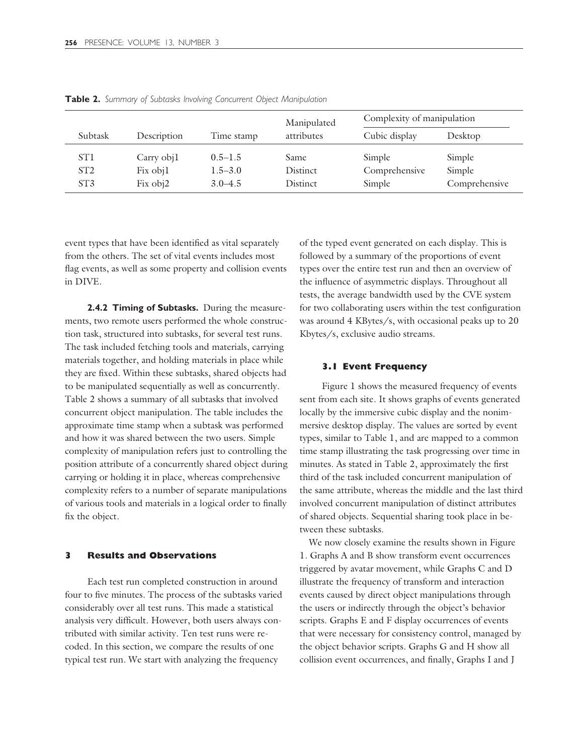**Table 2.** *Summary of Subtasks Involving Concurrent Object Manipulation*

| Subtask | Description | Time stamp | Manipulated attributes | Complexity of manipulation | |
|---|---|---|---|---|---|
| | | | | Cubic display | Desktop |
| ST1 | Carry obj1 | 0.5–1.5 | Same | Simple | Simple |
| ST2 | Fix obj1 | 1.5–3.0 | Distinct | Comprehensive | Simple |
| ST3 | Fix obj2 | 3.0–4.5 | Distinct | Simple | Comprehensive |

event types that have been identified as vital separately from the others. The set of vital events includes most flag events, as well as some property and collision events in DIVE.

**2.4.2 Timing of Subtasks.** During the measurements, two remote users performed the whole construction task, structured into subtasks, for several test runs. The task included fetching tools and materials, carrying materials together, and holding materials in place while they are fixed. Within these subtasks, shared objects had to be manipulated sequentially as well as concurrently. Table 2 shows a summary of all subtasks that involved concurrent object manipulation. The table includes the approximate time stamp when a subtask was performed and how it was shared between the two users. Simple complexity of manipulation refers just to controlling the position attribute of a concurrently shared object during carrying or holding it in place, whereas comprehensive complexity refers to a number of separate manipulations of various tools and materials in a logical order to finally fix the object.

## 3 Results and Observations

Each test run completed construction in around four to five minutes. The process of the subtasks varied considerably over all test runs. This made a statistical analysis very difficult. However, both users always contributed with similar activity. Ten test runs were recoded. In this section, we compare the results of one typical test run. We start with analyzing the frequency of the typed event generated on each display. This is followed by a summary of the proportions of event types over the entire test run and then an overview of the influence of asymmetric displays. Throughout all tests, the average bandwidth used by the CVE system for two collaborating users within the test configuration was around 4 KBytes/s, with occasional peaks up to 20 Kbytes/s, exclusive audio streams.

### 3.1 Event Frequency

Figure 1 shows the measured frequency of events sent from each site. It shows graphs of events generated locally by the immersive cubic display and the nonimmersive desktop display. The values are sorted by event types, similar to Table 1, and are mapped to a common time stamp illustrating the task progressing over time in minutes. As stated in Table 2, approximately the first third of the task included concurrent manipulation of the same attribute, whereas the middle and the last third involved concurrent manipulation of distinct attributes of shared objects. Sequential sharing took place in between these subtasks.

We now closely examine the results shown in Figure 1. Graphs A and B show transform event occurrences triggered by avatar movement, while Graphs C and D illustrate the frequency of transform and interaction events caused by direct object manipulations through the users or indirectly through the object's behavior scripts. Graphs E and F display occurrences of events that were necessary for consistency control, managed by the object behavior scripts. Graphs G and H show all collision event occurrences, and finally, Graphs I and J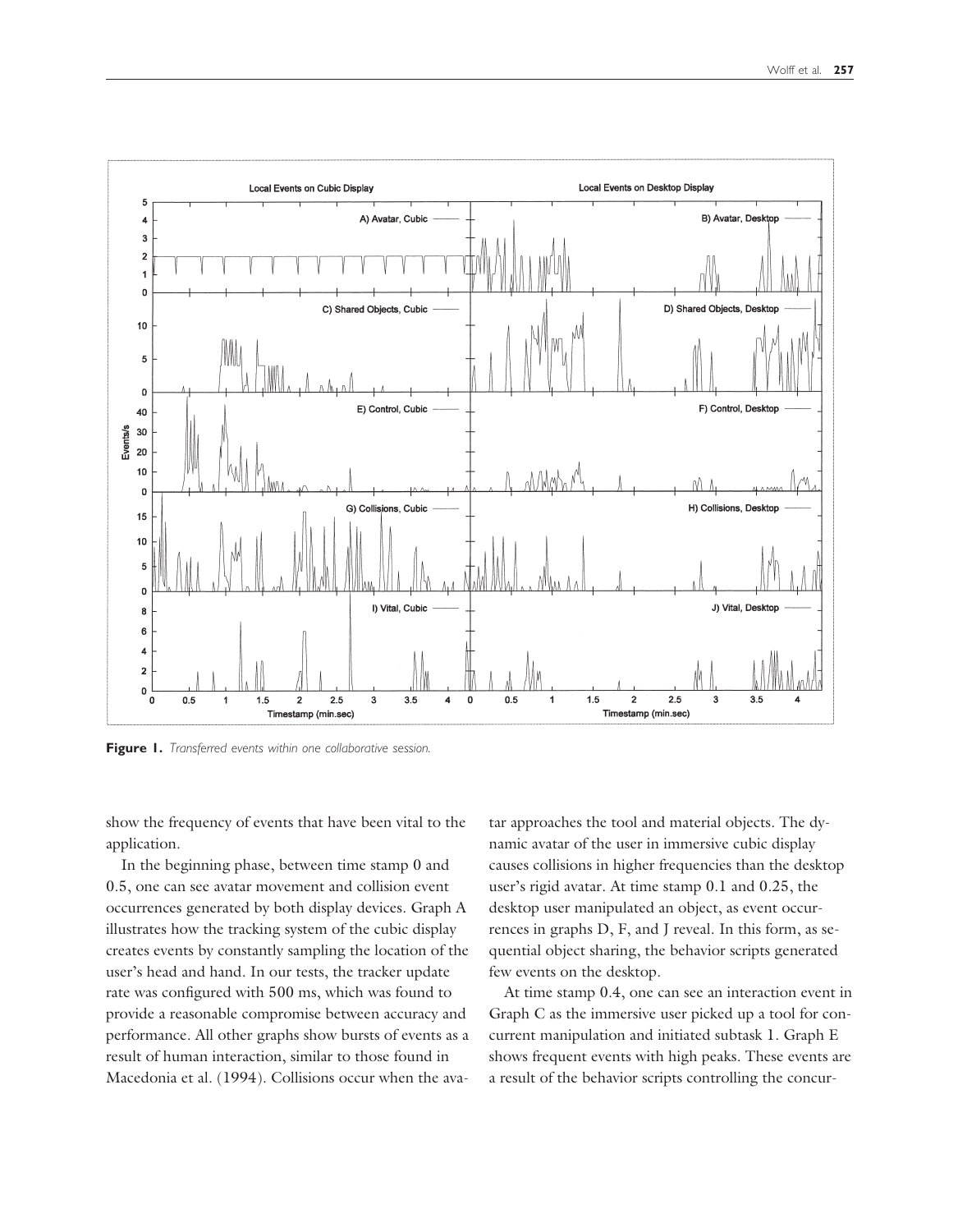**Figure 1.** *Transferred events within one collaborative session.*

show the frequency of events that have been vital to the application.

In the beginning phase, between time stamp 0 and 0.5, one can see avatar movement and collision event occurrences generated by both display devices. Graph A illustrates how the tracking system of the cubic display creates events by constantly sampling the location of the user's head and hand. In our tests, the tracker update rate was configured with 500 ms, which was found to provide a reasonable compromise between accuracy and performance. All other graphs show bursts of events as a result of human interaction, similar to those found in Macedonia et al. (1994). Collisions occur when the avatar approaches the tool and material objects. The dynamic avatar of the user in immersive cubic display causes collisions in higher frequencies than the desktop user's rigid avatar. At time stamp 0.1 and 0.25, the desktop user manipulated an object, as event occurrences in graphs D, F, and J reveal. In this form, as sequential object sharing, the behavior scripts generated few events on the desktop.

At time stamp 0.4, one can see an interaction event in Graph C as the immersive user picked up a tool for concurrent manipulation and initiated subtask 1. Graph E shows frequent events with high peaks. These events are a result of the behavior scripts controlling the concur-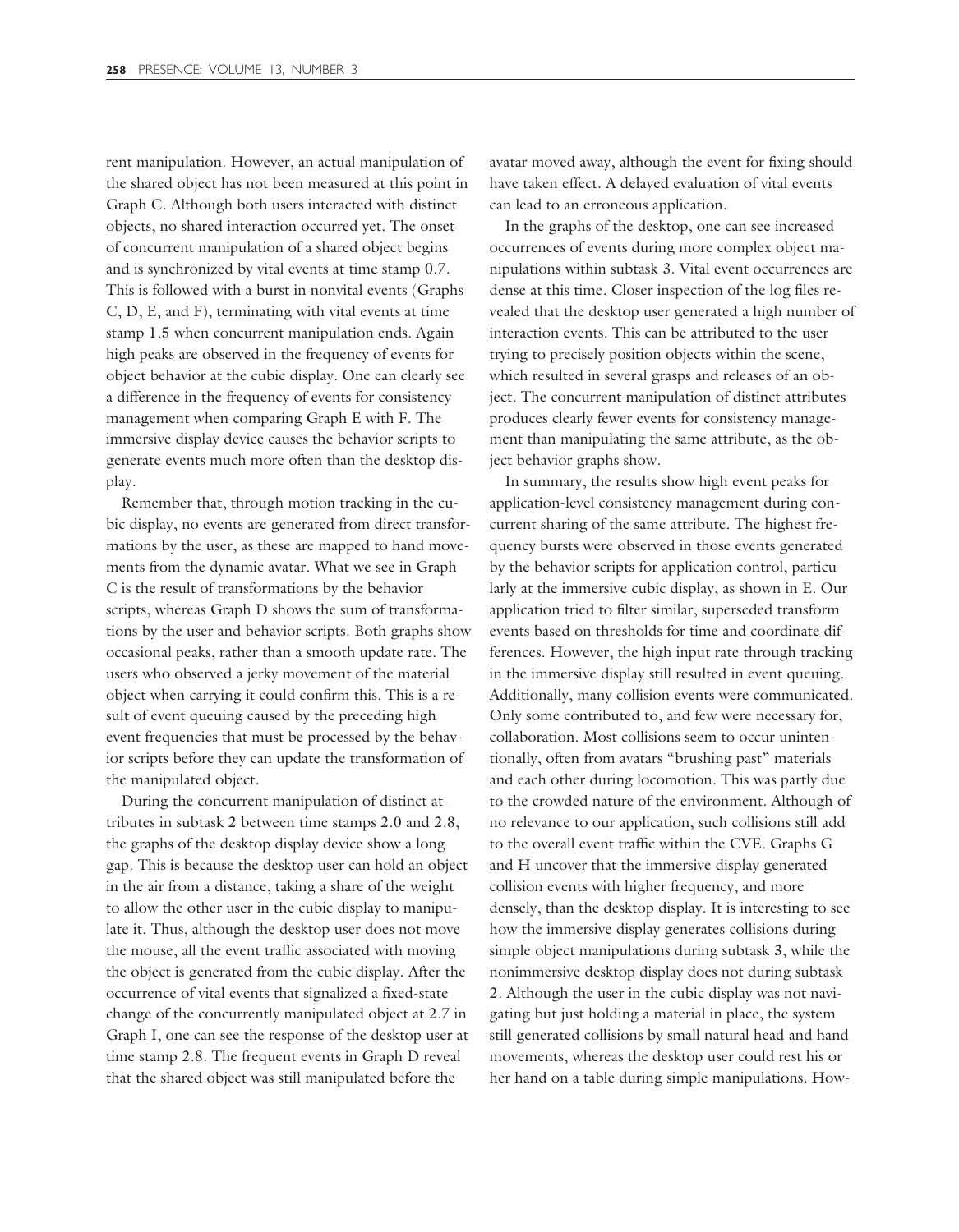rent manipulation. However, an actual manipulation of the shared object has not been measured at this point in Graph C. Although both users interacted with distinct objects, no shared interaction occurred yet. The onset of concurrent manipulation of a shared object begins and is synchronized by vital events at time stamp 0.7. This is followed with a burst in nonvital events (Graphs C, D, E, and F), terminating with vital events at time stamp 1.5 when concurrent manipulation ends. Again high peaks are observed in the frequency of events for object behavior at the cubic display. One can clearly see a difference in the frequency of events for consistency management when comparing Graph E with F. The immersive display device causes the behavior scripts to generate events much more often than the desktop display.

Remember that, through motion tracking in the cubic display, no events are generated from direct transformations by the user, as these are mapped to hand movements from the dynamic avatar. What we see in Graph C is the result of transformations by the behavior scripts, whereas Graph D shows the sum of transformations by the user and behavior scripts. Both graphs show occasional peaks, rather than a smooth update rate. The users who observed a jerky movement of the material object when carrying it could confirm this. This is a result of event queuing caused by the preceding high event frequencies that must be processed by the behavior scripts before they can update the transformation of the manipulated object.

During the concurrent manipulation of distinct attributes in subtask 2 between time stamps 2.0 and 2.8, the graphs of the desktop display device show a long gap. This is because the desktop user can hold an object in the air from a distance, taking a share of the weight to allow the other user in the cubic display to manipulate it. Thus, although the desktop user does not move the mouse, all the event traffic associated with moving the object is generated from the cubic display. After the occurrence of vital events that signalized a fixed-state change of the concurrently manipulated object at 2.7 in Graph I, one can see the response of the desktop user at time stamp 2.8. The frequent events in Graph D reveal that the shared object was still manipulated before the avatar moved away, although the event for fixing should have taken effect. A delayed evaluation of vital events can lead to an erroneous application.

In the graphs of the desktop, one can see increased occurrences of events during more complex object manipulations within subtask 3. Vital event occurrences are dense at this time. Closer inspection of the log files revealed that the desktop user generated a high number of interaction events. This can be attributed to the user trying to precisely position objects within the scene, which resulted in several grasps and releases of an object. The concurrent manipulation of distinct attributes produces clearly fewer events for consistency management than manipulating the same attribute, as the object behavior graphs show.

In summary, the results show high event peaks for application-level consistency management during concurrent sharing of the same attribute. The highest frequency bursts were observed in those events generated by the behavior scripts for application control, particularly at the immersive cubic display, as shown in E. Our application tried to filter similar, superseded transform events based on thresholds for time and coordinate differences. However, the high input rate through tracking in the immersive display still resulted in event queuing. Additionally, many collision events were communicated. Only some contributed to, and few were necessary for, collaboration. Most collisions seem to occur unintentionally, often from avatars "brushing past" materials and each other during locomotion. This was partly due to the crowded nature of the environment. Although of no relevance to our application, such collisions still add to the overall event traffic within the CVE. Graphs G and H uncover that the immersive display generated collision events with higher frequency, and more densely, than the desktop display. It is interesting to see how the immersive display generates collisions during simple object manipulations during subtask 3, while the nonimmersive desktop display does not during subtask 2. Although the user in the cubic display was not navigating but just holding a material in place, the system still generated collisions by small natural head and hand movements, whereas the desktop user could rest his or her hand on a table during simple manipulations. How-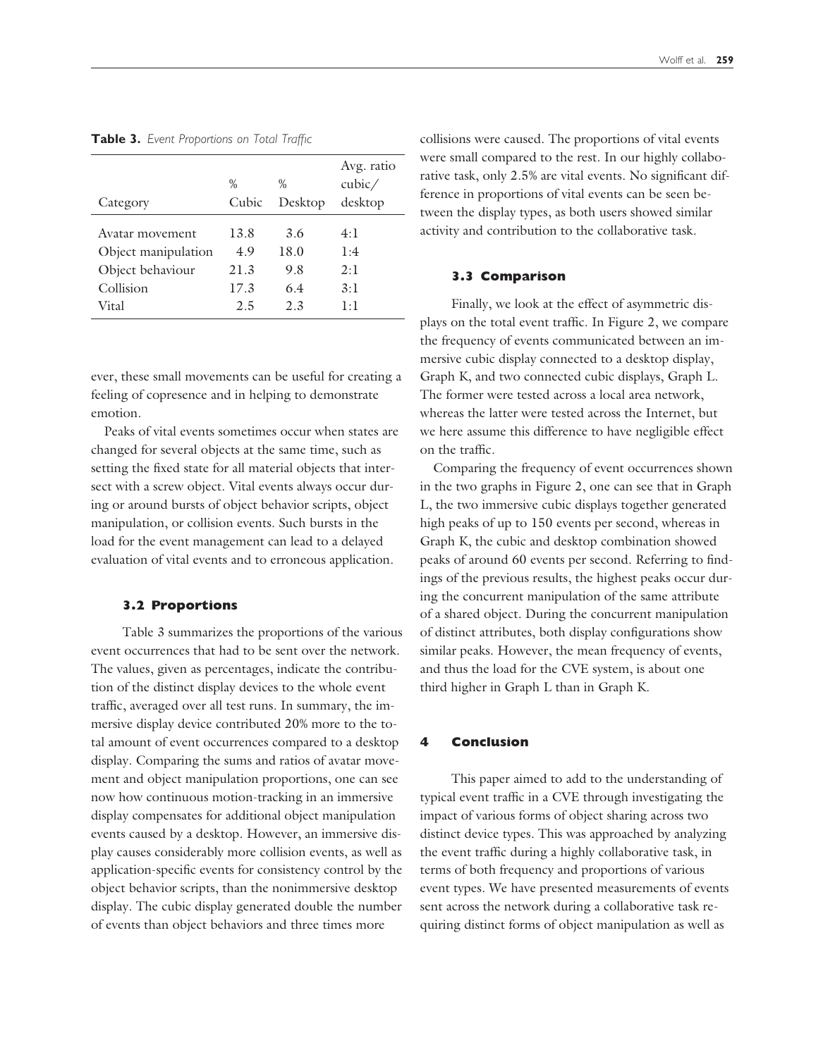**Table 3.** *Event Proportions on Total Traffic*

| Category | % Cubic | % Desktop | Avg. ratio cubic/desktop |
|---|---|---|---|
| Avatar movement | 13.8 | 3.6 | 4:1 |
| Object manipulation | 4.9 | 18.0 | 1:4 |
| Object behaviour | 21.3 | 9.8 | 2:1 |
| Collision | 17.3 | 6.4 | 3:1 |
| Vital | 2.5 | 2.3 | 1:1 |

ever, these small movements can be useful for creating a feeling of copresence and in helping to demonstrate emotion.

Peaks of vital events sometimes occur when states are changed for several objects at the same time, such as setting the fixed state for all material objects that intersect with a screw object. Vital events always occur during or around bursts of object behavior scripts, object manipulation, or collision events. Such bursts in the load for the event management can lead to a delayed evaluation of vital events and to erroneous application.

### 3.2 Proportions

Table 3 summarizes the proportions of the various event occurrences that had to be sent over the network. The values, given as percentages, indicate the contribution of the distinct display devices to the whole event traffic, averaged over all test runs. In summary, the immersive display device contributed 20% more to the total amount of event occurrences compared to a desktop display. Comparing the sums and ratios of avatar movement and object manipulation proportions, one can see now how continuous motion-tracking in an immersive display compensates for additional object manipulation events caused by a desktop. However, an immersive display causes considerably more collision events, as well as application-specific events for consistency control by the object behavior scripts, than the nonimmersive desktop display. The cubic display generated double the number of events than object behaviors and three times more collisions were caused. The proportions of vital events were small compared to the rest. In our highly collaborative task, only 2.5% are vital events. No significant difference in proportions of vital events can be seen between the display types, as both users showed similar activity and contribution to the collaborative task.

### 3.3 Comparison

Finally, we look at the effect of asymmetric displays on the total event traffic. In Figure 2, we compare the frequency of events communicated between an immersive cubic display connected to a desktop display, Graph K, and two connected cubic displays, Graph L. The former were tested across a local area network, whereas the latter were tested across the Internet, but we here assume this difference to have negligible effect on the traffic.

Comparing the frequency of event occurrences shown in the two graphs in Figure 2, one can see that in Graph L, the two immersive cubic displays together generated high peaks of up to 150 events per second, whereas in Graph K, the cubic and desktop combination showed peaks of around 60 events per second. Referring to findings of the previous results, the highest peaks occur during the concurrent manipulation of the same attribute of a shared object. During the concurrent manipulation of distinct attributes, both display configurations show similar peaks. However, the mean frequency of events, and thus the load for the CVE system, is about one third higher in Graph L than in Graph K.

## 4 Conclusion

This paper aimed to add to the understanding of typical event traffic in a CVE through investigating the impact of various forms of object sharing across two distinct device types. This was approached by analyzing the event traffic during a highly collaborative task, in terms of both frequency and proportions of various event types. We have presented measurements of events sent across the network during a collaborative task requiring distinct forms of object manipulation as well as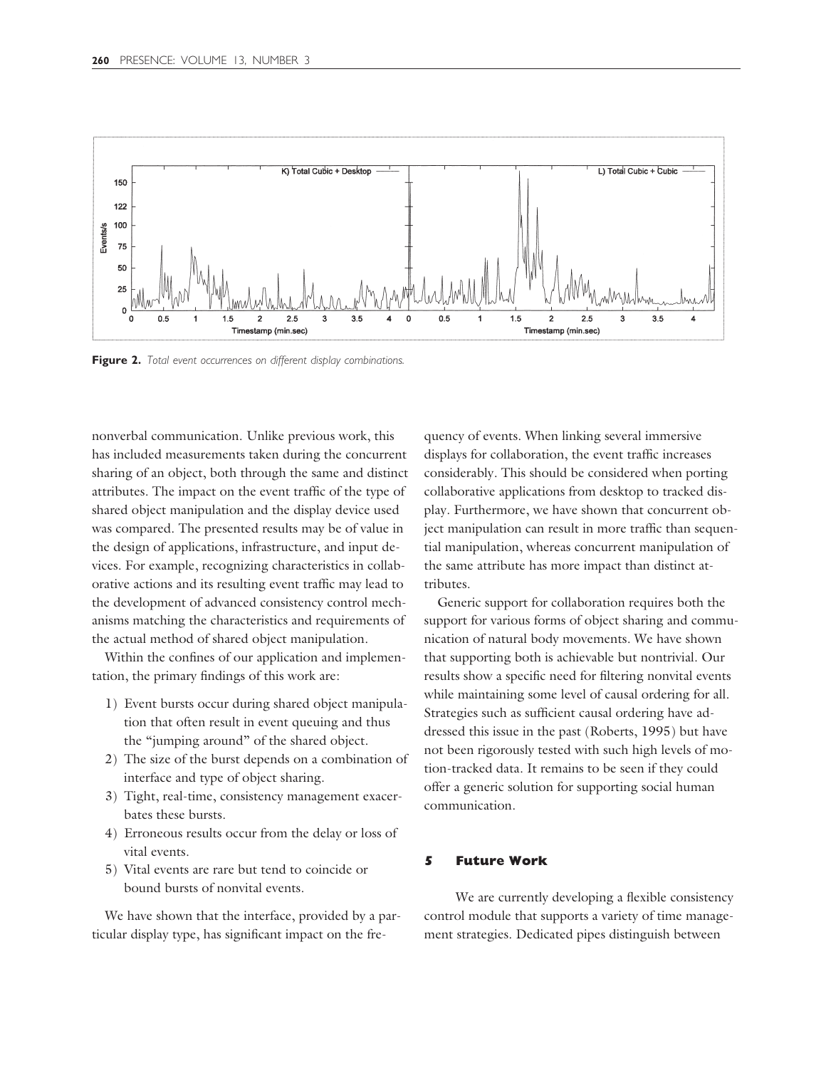**Figure 2.** *Total event occurrences on different display combinations.*

nonverbal communication. Unlike previous work, this has included measurements taken during the concurrent sharing of an object, both through the same and distinct attributes. The impact on the event traffic of the type of shared object manipulation and the display device used was compared. The presented results may be of value in the design of applications, infrastructure, and input devices. For example, recognizing characteristics in collaborative actions and its resulting event traffic may lead to the development of advanced consistency control mechanisms matching the characteristics and requirements of the actual method of shared object manipulation.

Within the confines of our application and implementation, the primary findings of this work are:

1) Event bursts occur during shared object manipulation that often result in event queuing and thus the "jumping around" of the shared object.
2) The size of the burst depends on a combination of interface and type of object sharing.
3) Tight, real-time, consistency management exacerbates these bursts.
4) Erroneous results occur from the delay or loss of vital events.
5) Vital events are rare but tend to coincide or bound bursts of nonvital events.

We have shown that the interface, provided by a particular display type, has significant impact on the frequency of events. When linking several immersive displays for collaboration, the event traffic increases considerably. This should be considered when porting collaborative applications from desktop to tracked display. Furthermore, we have shown that concurrent object manipulation can result in more traffic than sequential manipulation, whereas concurrent manipulation of the same attribute has more impact than distinct attributes.

Generic support for collaboration requires both the support for various forms of object sharing and communication of natural body movements. We have shown that supporting both is achievable but nontrivial. Our results show a specific need for filtering nonvital events while maintaining some level of causal ordering for all. Strategies such as sufficient causal ordering have addressed this issue in the past (Roberts, 1995) but have not been rigorously tested with such high levels of motion-tracked data. It remains to be seen if they could offer a generic solution for supporting social human communication.

## 5 Future Work

We are currently developing a flexible consistency control module that supports a variety of time management strategies. Dedicated pipes distinguish between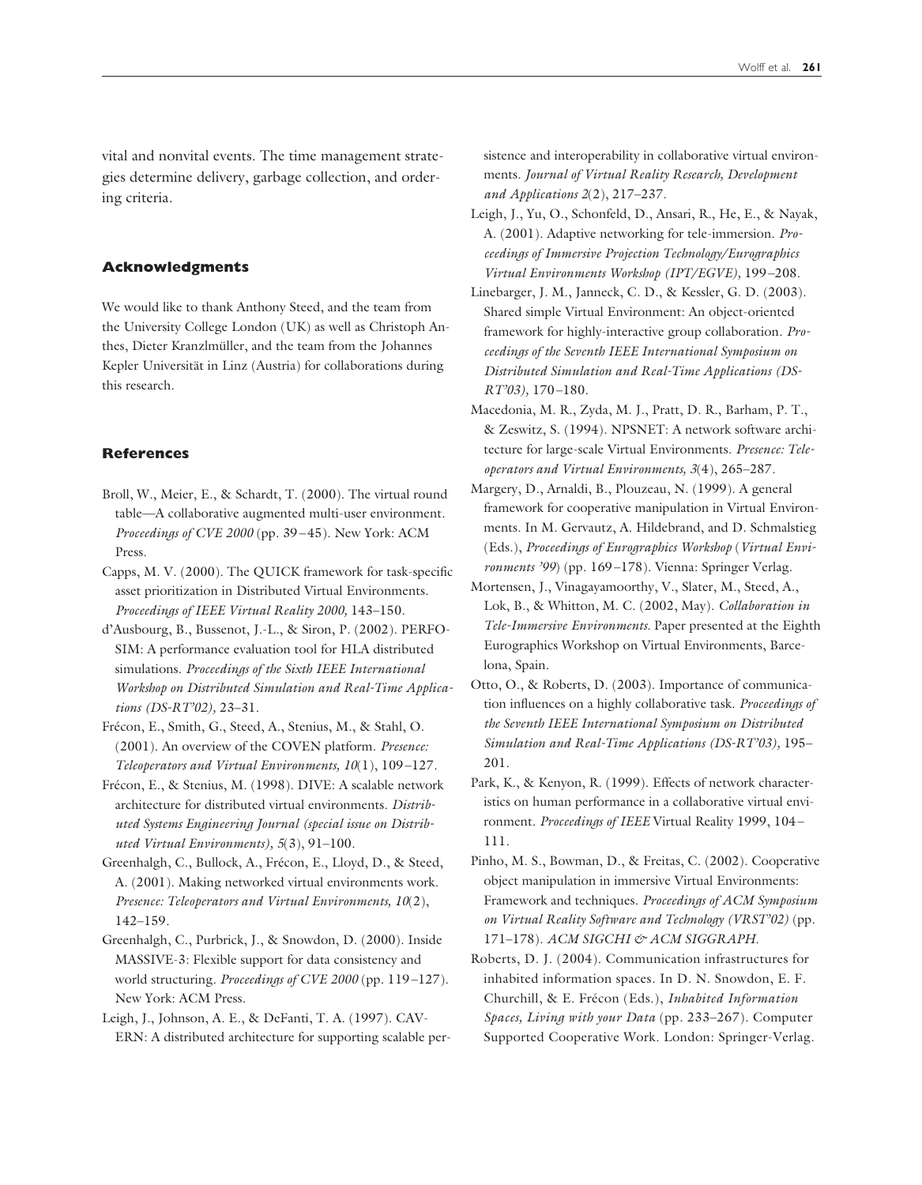vital and nonvital events. The time management strategies determine delivery, garbage collection, and ordering criteria.

## Acknowledgments

We would like to thank Anthony Steed, and the team from the University College London (UK) as well as Christoph Anthes, Dieter Kranzlmüller, and the team from the Johannes Kepler Universität in Linz (Austria) for collaborations during this research.

## References

Broll, W., Meier, E., & Schardt, T. (2000). The virtual round table—A collaborative augmented multi-user environment. *Proceedings of CVE 2000* (pp. 39–45). New York: ACM Press.

Capps, M. V. (2000). The QUICK framework for task-specific asset prioritization in Distributed Virtual Environments. *Proceedings of IEEE Virtual Reality 2000,* 143–150.

d'Ausbourg, B., Bussenot, J.-L., & Siron, P. (2002). PERFOSIM: A performance evaluation tool for HLA distributed simulations. *Proceedings of the Sixth IEEE International Workshop on Distributed Simulation and Real-Time Applications (DS-RT'02),* 23–31.

Frécon, E., Smith, G., Steed, A., Stenius, M., & Stahl, O. (2001). An overview of the COVEN platform. *Presence: Teleoperators and Virtual Environments, 10*(1), 109–127.

Frécon, E., & Stenius, M. (1998). DIVE: A scalable network architecture for distributed virtual environments. *Distributed Systems Engineering Journal (special issue on Distributed Virtual Environments), 5*(3), 91–100.

Greenhalgh, C., Bullock, A., Frécon, E., Lloyd, D., & Steed, A. (2001). Making networked virtual environments work. *Presence: Teleoperators and Virtual Environments, 10*(2), 142–159.

Greenhalgh, C., Purbrick, J., & Snowdon, D. (2000). Inside MASSIVE-3: Flexible support for data consistency and world structuring. *Proceedings of CVE 2000* (pp. 119–127). New York: ACM Press.

Leigh, J., Johnson, A. E., & DeFanti, T. A. (1997). CAVERN: A distributed architecture for supporting scalable persistence and interoperability in collaborative virtual environments. *Journal of Virtual Reality Research, Development and Applications 2*(2), 217–237.

Leigh, J., Yu, O., Schonfeld, D., Ansari, R., He, E., & Nayak, A. (2001). Adaptive networking for tele-immersion. *Proceedings of Immersive Projection Technology/Eurographics Virtual Environments Workshop (IPT/EGVE),* 199–208.

Linebarger, J. M., Janneck, C. D., & Kessler, G. D. (2003). Shared simple Virtual Environment: An object-oriented framework for highly-interactive group collaboration. *Proceedings of the Seventh IEEE International Symposium on Distributed Simulation and Real-Time Applications (DS-RT'03),* 170–180.

Macedonia, M. R., Zyda, M. J., Pratt, D. R., Barham, P. T., & Zeswitz, S. (1994). NPSNET: A network software architecture for large-scale Virtual Environments. *Presence: Teleoperators and Virtual Environments, 3*(4), 265–287.

Margery, D., Arnaldi, B., Plouzeau, N. (1999). A general framework for cooperative manipulation in Virtual Environments. In M. Gervautz, A. Hildebrand, and D. Schmalstieg (Eds.), *Proceedings of Eurographics Workshop* (*Virtual Environments '99*) (pp. 169–178). Vienna: Springer Verlag.

Mortensen, J., Vinagayamoorthy, V., Slater, M., Steed, A., Lok, B., & Whitton, M. C. (2002, May). *Collaboration in Tele-Immersive Environments.* Paper presented at the Eighth Eurographics Workshop on Virtual Environments, Barcelona, Spain.

Otto, O., & Roberts, D. (2003). Importance of communication influences on a highly collaborative task. *Proceedings of the Seventh IEEE International Symposium on Distributed Simulation and Real-Time Applications (DS-RT'03),* 195–201.

Park, K., & Kenyon, R. (1999). Effects of network characteristics on human performance in a collaborative virtual environment. *Proceedings of IEEE* Virtual Reality 1999, 104–111.

Pinho, M. S., Bowman, D., & Freitas, C. (2002). Cooperative object manipulation in immersive Virtual Environments: Framework and techniques. *Proceedings of ACM Symposium on Virtual Reality Software and Technology (VRST'02)* (pp. 171–178). *ACM SIGCHI & ACM SIGGRAPH.*

Roberts, D. J. (2004). Communication infrastructures for inhabited information spaces. In D. N. Snowdon, E. F. Churchill, & E. Frécon (Eds.), *Inhabited Information Spaces, Living with your Data* (pp. 233–267). Computer Supported Cooperative Work. London: Springer-Verlag.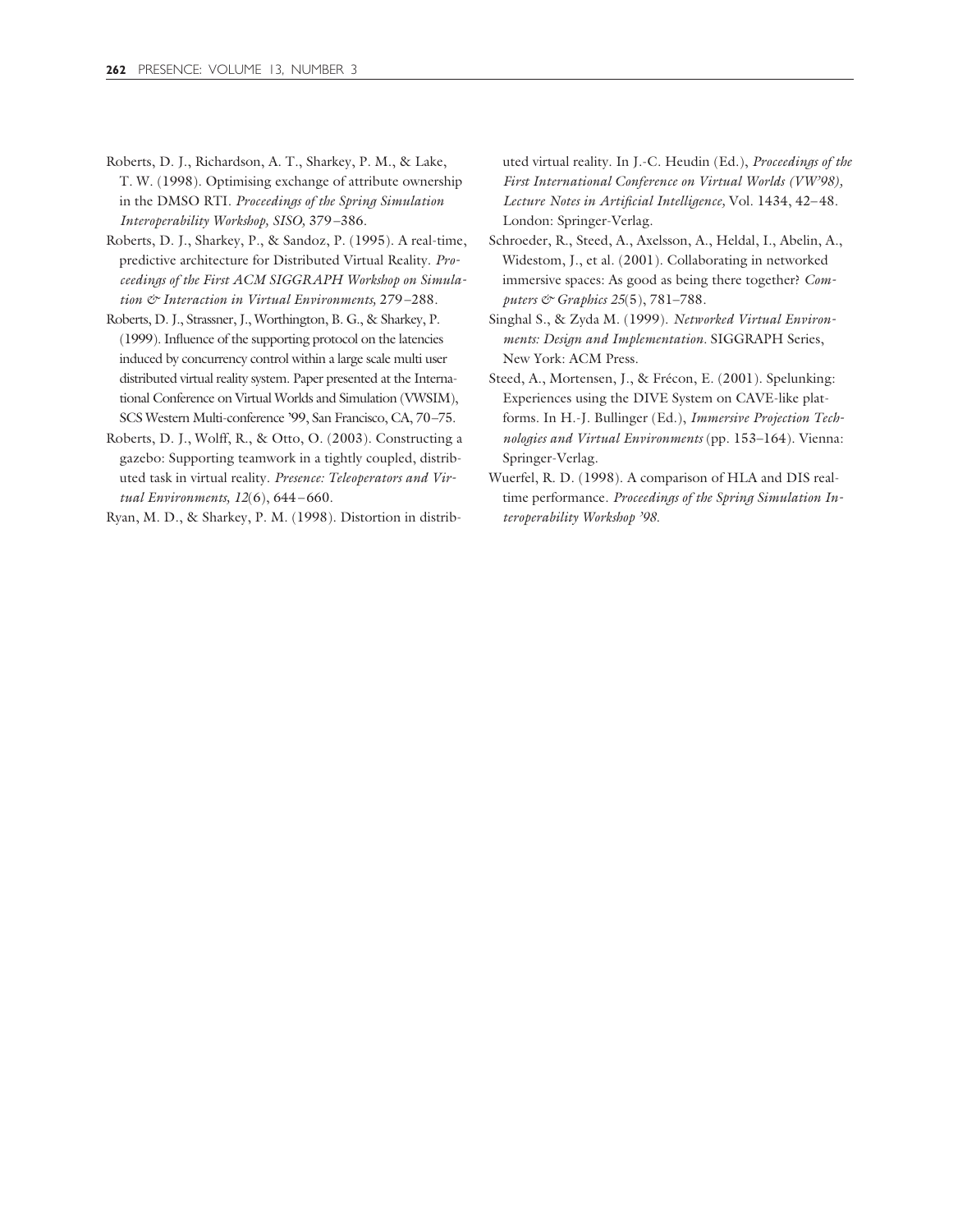Roberts, D. J., Richardson, A. T., Sharkey, P. M., & Lake, T. W. (1998). Optimising exchange of attribute ownership in the DMSO RTI. *Proceedings of the Spring Simulation Interoperability Workshop, SISO,* 379–386.

Roberts, D. J., Sharkey, P., & Sandoz, P. (1995). A real-time, predictive architecture for Distributed Virtual Reality. *Proceedings of the First ACM SIGGRAPH Workshop on Simulation & Interaction in Virtual Environments,* 279–288.

Roberts, D. J., Strassner, J., Worthington, B. G., & Sharkey, P. (1999). Influence of the supporting protocol on the latencies induced by concurrency control within a large scale multi user distributed virtual reality system. Paper presented at the International Conference on Virtual Worlds and Simulation (VWSIM), SCS Western Multi-conference '99, San Francisco, CA, 70–75.

Roberts, D. J., Wolff, R., & Otto, O. (2003). Constructing a gazebo: Supporting teamwork in a tightly coupled, distributed task in virtual reality. *Presence: Teleoperators and Virtual Environments, 12*(6), 644–660.

Ryan, M. D., & Sharkey, P. M. (1998). Distortion in distributed virtual reality. In J.-C. Heudin (Ed.), *Proceedings of the First International Conference on Virtual Worlds (VW'98), Lecture Notes in Artificial Intelligence,* Vol. 1434, 42–48. London: Springer-Verlag.

Schroeder, R., Steed, A., Axelsson, A., Heldal, I., Abelin, A., Widestom, J., et al. (2001). Collaborating in networked immersive spaces: As good as being there together? *Computers & Graphics 25*(5), 781–788.

Singhal S., & Zyda M. (1999). *Networked Virtual Environments: Design and Implementation*. SIGGRAPH Series, New York: ACM Press.

Steed, A., Mortensen, J., & Frécon, E. (2001). Spelunking: Experiences using the DIVE System on CAVE-like platforms. In H.-J. Bullinger (Ed.), *Immersive Projection Technologies and Virtual Environments* (pp. 153–164). Vienna: Springer-Verlag.

Wuerfel, R. D. (1998). A comparison of HLA and DIS real-time performance. *Proceedings of the Spring Simulation Interoperability Workshop '98.*